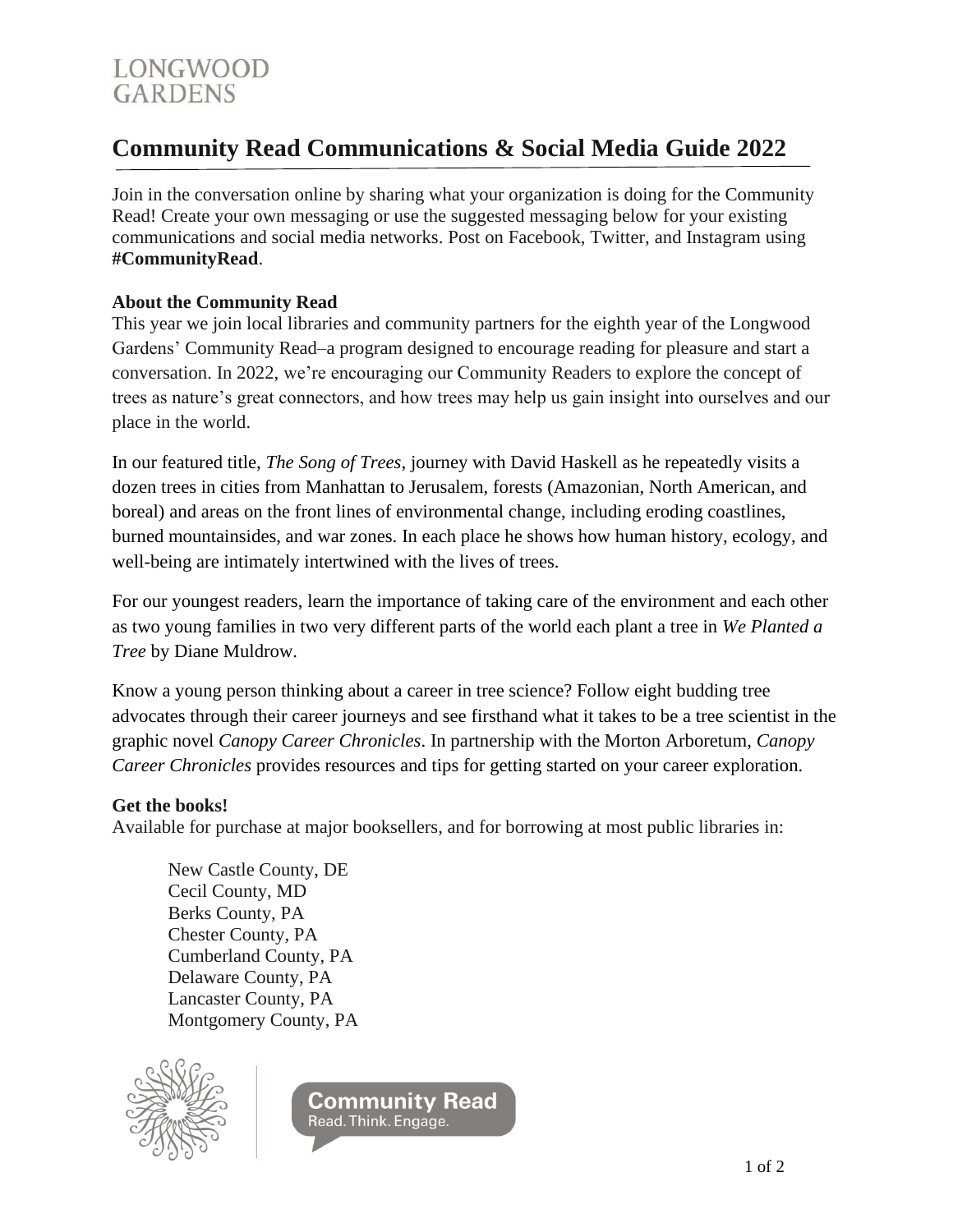LONGWOOD
GARDENS

# Community Read Communications & Social Media Guide 2022

Join in the conversation online by sharing what your organization is doing for the Community Read! Create your own messaging or use the suggested messaging below for your existing communications and social media networks. Post on Facebook, Twitter, and Instagram using **#CommunityRead**.

**About the Community Read**

This year we join local libraries and community partners for the eighth year of the Longwood Gardens' Community Read–a program designed to encourage reading for pleasure and start a conversation. In 2022, we're encouraging our Community Readers to explore the concept of trees as nature's great connectors, and how trees may help us gain insight into ourselves and our place in the world.

In our featured title, *The Song of Trees*, journey with David Haskell as he repeatedly visits a dozen trees in cities from Manhattan to Jerusalem, forests (Amazonian, North American, and boreal) and areas on the front lines of environmental change, including eroding coastlines, burned mountainsides, and war zones. In each place he shows how human history, ecology, and well-being are intimately intertwined with the lives of trees.

For our youngest readers, learn the importance of taking care of the environment and each other as two young families in two very different parts of the world each plant a tree in *We Planted a Tree* by Diane Muldrow.

Know a young person thinking about a career in tree science? Follow eight budding tree advocates through their career journeys and see firsthand what it takes to be a tree scientist in the graphic novel *Canopy Career Chronicles*. In partnership with the Morton Arboretum, *Canopy Career Chronicles* provides resources and tips for getting started on your career exploration.

**Get the books!**

Available for purchase at major booksellers, and for borrowing at most public libraries in:

- New Castle County, DE
- Cecil County, MD
- Berks County, PA
- Chester County, PA
- Cumberland County, PA
- Delaware County, PA
- Lancaster County, PA
- Montgomery County, PA

Community Read
Read. Think. Engage.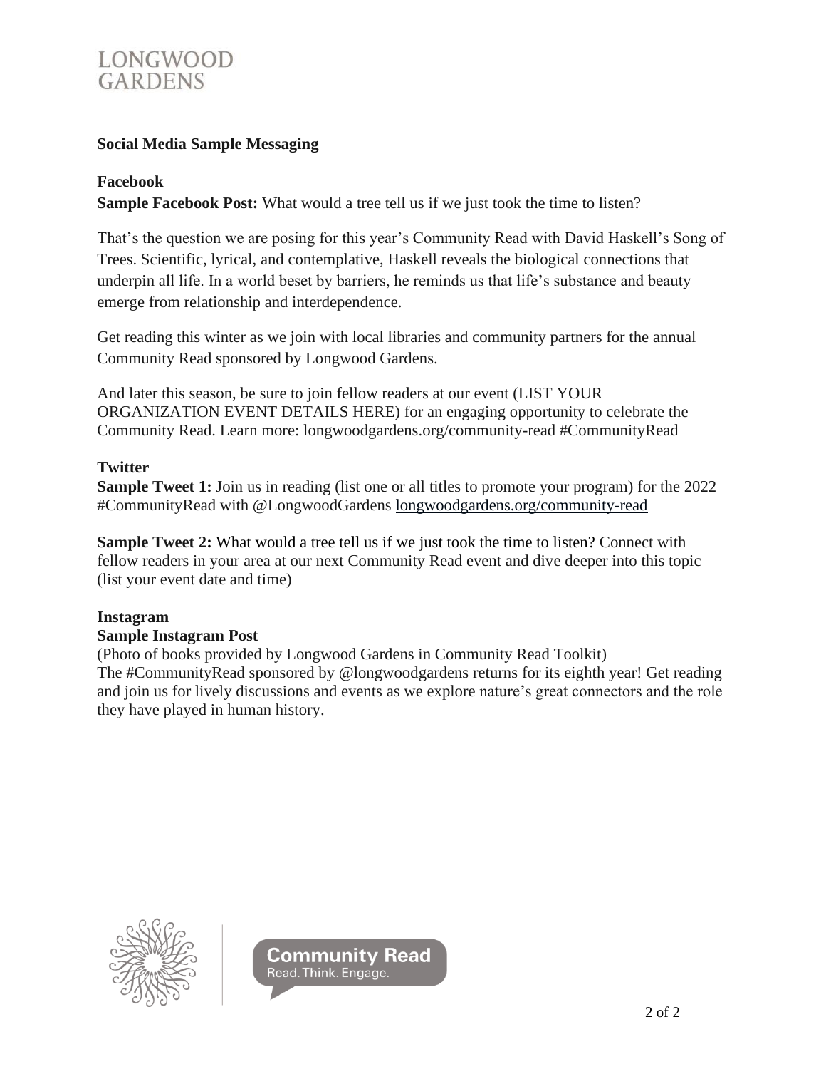LONGWOOD
GARDENS

## Social Media Sample Messaging

### Facebook

**Sample Facebook Post:** What would a tree tell us if we just took the time to listen?

That's the question we are posing for this year's Community Read with David Haskell's Song of Trees. Scientific, lyrical, and contemplative, Haskell reveals the biological connections that underpin all life. In a world beset by barriers, he reminds us that life's substance and beauty emerge from relationship and interdependence.

Get reading this winter as we join with local libraries and community partners for the annual Community Read sponsored by Longwood Gardens.

And later this season, be sure to join fellow readers at our event (LIST YOUR ORGANIZATION EVENT DETAILS HERE) for an engaging opportunity to celebrate the Community Read. Learn more: longwoodgardens.org/community-read #CommunityRead

### Twitter

**Sample Tweet 1:** Join us in reading (list one or all titles to promote your program) for the 2022 #CommunityRead with @LongwoodGardens longwoodgardens.org/community-read

**Sample Tweet 2:** What would a tree tell us if we just took the time to listen? Connect with fellow readers in your area at our next Community Read event and dive deeper into this topic– (list your event date and time)

### Instagram

**Sample Instagram Post**

(Photo of books provided by Longwood Gardens in Community Read Toolkit)
The #CommunityRead sponsored by @longwoodgardens returns for its eighth year! Get reading and join us for lively discussions and events as we explore nature's great connectors and the role they have played in human history.

Community Read
Read. Think. Engage.